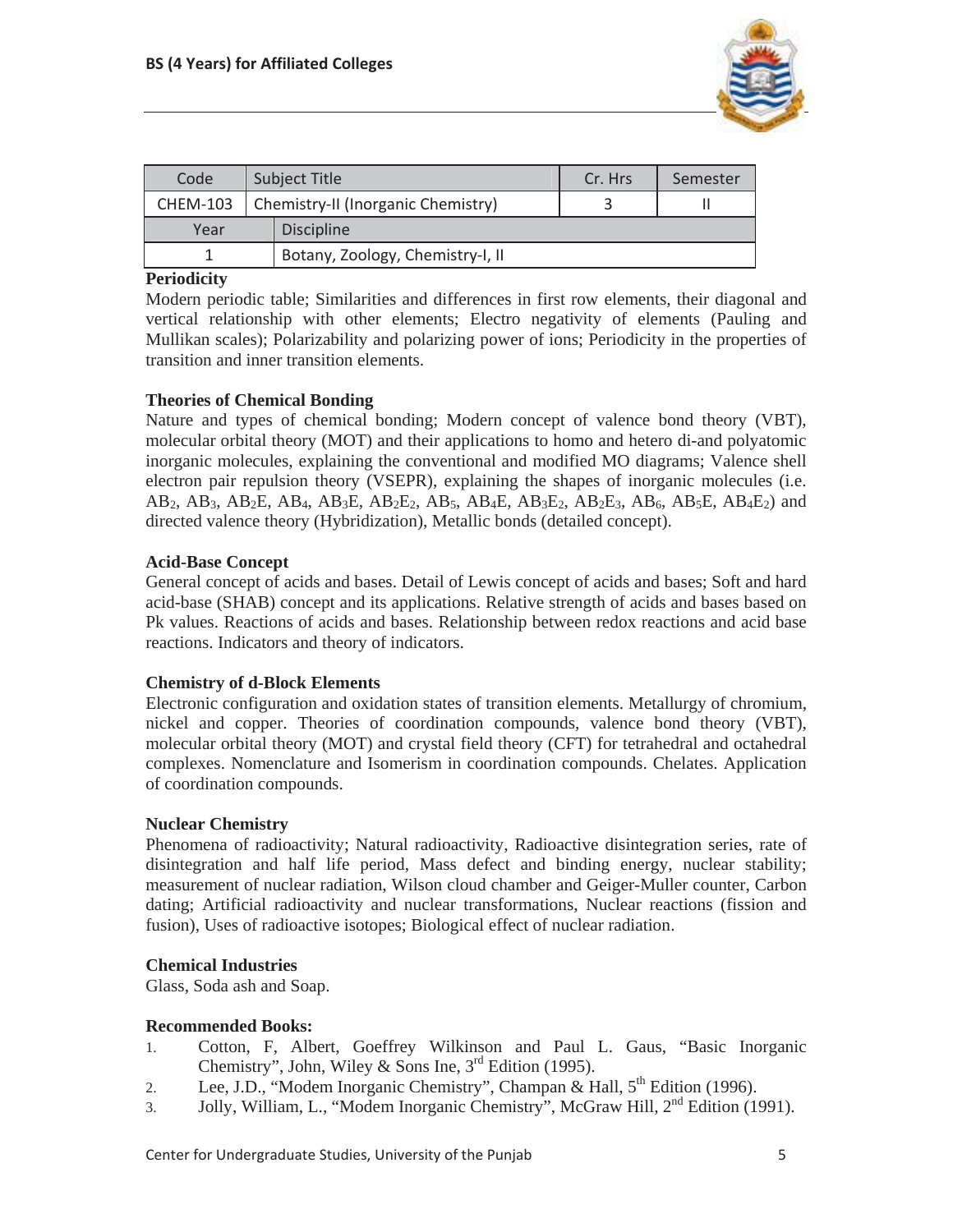| Code | Subject Title | Cr. Hrs | Semester |
|---|---|---|---|
| CHEM-103 | Chemistry-II (Inorganic Chemistry) | 3 | II |
| Year | Discipline | | |
| 1 | Botany, Zoology, Chemistry-I, II | | |

**Periodicity**

Modern periodic table; Similarities and differences in first row elements, their diagonal and vertical relationship with other elements; Electro negativity of elements (Pauling and Mullikan scales); Polarizability and polarizing power of ions; Periodicity in the properties of transition and inner transition elements.

**Theories of Chemical Bonding**

Nature and types of chemical bonding; Modern concept of valence bond theory (VBT), molecular orbital theory (MOT) and their applications to homo and hetero di-and polyatomic inorganic molecules, explaining the conventional and modified MO diagrams; Valence shell electron pair repulsion theory (VSEPR), explaining the shapes of inorganic molecules (i.e. $AB_2$, $AB_3$, $AB_2E$, $AB_4$, $AB_3E$, $AB_2E_2$, $AB_5$, $AB_4E$, $AB_3E_2$, $AB_2E_3$, $AB_6$, $AB_5E$, $AB_4E_2$) and directed valence theory (Hybridization), Metallic bonds (detailed concept).

**Acid-Base Concept**

General concept of acids and bases. Detail of Lewis concept of acids and bases; Soft and hard acid-base (SHAB) concept and its applications. Relative strength of acids and bases based on Pk values. Reactions of acids and bases. Relationship between redox reactions and acid base reactions. Indicators and theory of indicators.

**Chemistry of d-Block Elements**

Electronic configuration and oxidation states of transition elements. Metallurgy of chromium, nickel and copper. Theories of coordination compounds, valence bond theory (VBT), molecular orbital theory (MOT) and crystal field theory (CFT) for tetrahedral and octahedral complexes. Nomenclature and Isomerism in coordination compounds. Chelates. Application of coordination compounds.

**Nuclear Chemistry**

Phenomena of radioactivity; Natural radioactivity, Radioactive disintegration series, rate of disintegration and half life period, Mass defect and binding energy, nuclear stability; measurement of nuclear radiation, Wilson cloud chamber and Geiger-Muller counter, Carbon dating; Artificial radioactivity and nuclear transformations, Nuclear reactions (fission and fusion), Uses of radioactive isotopes; Biological effect of nuclear radiation.

**Chemical Industries**

Glass, Soda ash and Soap.

**Recommended Books:**

1. Cotton, F, Albert, Goeffrey Wilkinson and Paul L. Gaus, "Basic Inorganic Chemistry", John, Wiley & Sons Ine, 3rd Edition (1995).
2. Lee, J.D., "Modem Inorganic Chemistry", Champan & Hall, 5th Edition (1996).
3. Jolly, William, L., "Modem Inorganic Chemistry", McGraw Hill, 2nd Edition (1991).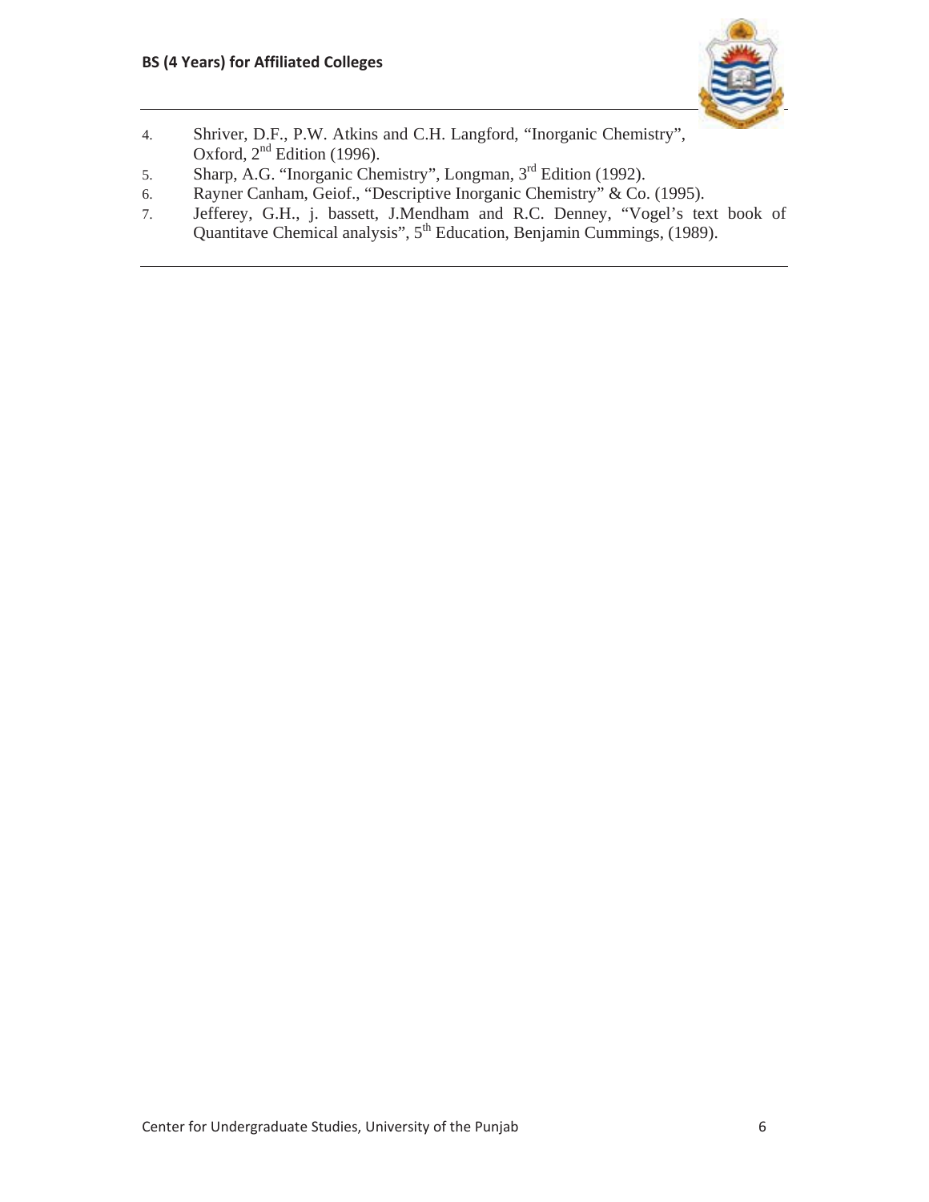4. Shriver, D.F., P.W. Atkins and C.H. Langford, "Inorganic Chemistry", Oxford, 2nd Edition (1996).
5. Sharp, A.G. "Inorganic Chemistry", Longman, 3rd Edition (1992).
6. Rayner Canham, Geiof., "Descriptive Inorganic Chemistry" & Co. (1995).
7. Jefferey, G.H., j. bassett, J.Mendham and R.C. Denney, "Vogel's text book of Quantitave Chemical analysis", 5th Education, Benjamin Cummings, (1989).